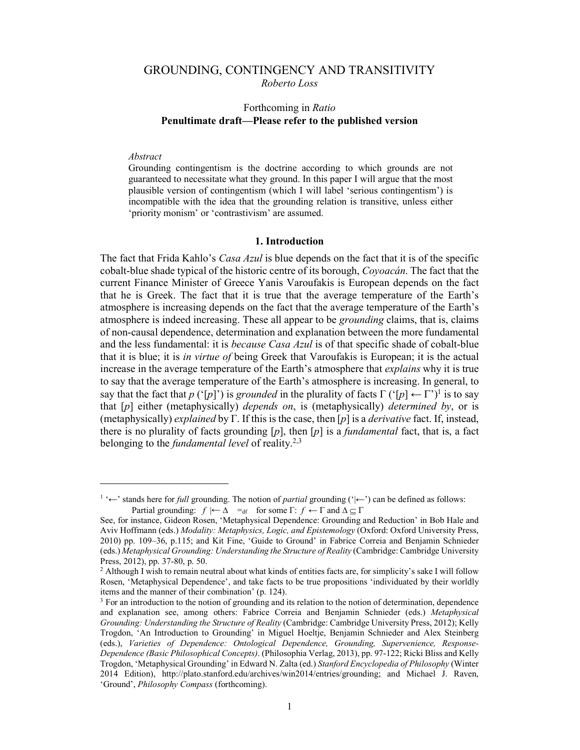# GROUNDING, CONTINGENCY AND TRANSITIVITY

*Roberto Loss*

Forthcoming in *Ratio*

**Penultimate draft—Please refer to the published version**

*Abstract*

Grounding contingentism is the doctrine according to which grounds are not guaranteed to necessitate what they ground. In this paper I will argue that the most plausible version of contingentism (which I will label 'serious contingentism') is incompatible with the idea that the grounding relation is transitive, unless either 'priority monism' or 'contrastivism' are assumed.

## 1. Introduction

The fact that Frida Kahlo's *Casa Azul* is blue depends on the fact that it is of the specific cobalt-blue shade typical of the historic centre of its borough, *Coyoacán*. The fact that the current Finance Minister of Greece Yanis Varoufakis is European depends on the fact that he is Greek. The fact that it is true that the average temperature of the Earth's atmosphere is increasing depends on the fact that the average temperature of the Earth's atmosphere is indeed increasing. These all appear to be *grounding* claims, that is, claims of non-causal dependence, determination and explanation between the more fundamental and the less fundamental: it is *because Casa Azul* is of that specific shade of cobalt-blue that it is blue; it is *in virtue of* being Greek that Varoufakis is European; it is the actual increase in the average temperature of the Earth's atmosphere that *explains* why it is true to say that the average temperature of the Earth's atmosphere is increasing. In general, to say that the fact that $p$ ('[$p$]') is *grounded* in the plurality of facts $\Gamma$ ('[$p$] $\leftarrow \Gamma$')[1] is to say that [$p$] either (metaphysically) *depends on*, is (metaphysically) *determined by*, or is (metaphysically) *explained* by $\Gamma$. If this is the case, then [$p$] is a *derivative* fact. If, instead, there is no plurality of facts grounding [$p$], then [$p$] is a *fundamental* fact, that is, a fact belonging to the *fundamental level* of reality.[2,3]

---

[1] '$\leftarrow$' stands here for *full* grounding. The notion of *partial* grounding ('$|\leftarrow$') can be defined as follows:

Partial grounding: $f \mid\leftarrow \Delta \quad =_{df} \quad$ for some $\Gamma$: $f \leftarrow \Gamma$ and $\Delta \subseteq \Gamma$

See, for instance, Gideon Rosen, 'Metaphysical Dependence: Grounding and Reduction' in Bob Hale and Aviv Hoffmann (eds.) *Modality: Metaphysics, Logic, and Epistemology* (Oxford: Oxford University Press, 2010) pp. 109–36, p.115; and Kit Fine, 'Guide to Ground' in Fabrice Correia and Benjamin Schnieder (eds.) *Metaphysical Grounding: Understanding the Structure of Reality* (Cambridge: Cambridge University Press, 2012), pp. 37-80, p. 50.

[2] Although I wish to remain neutral about what kinds of entities facts are, for simplicity's sake I will follow Rosen, 'Metaphysical Dependence', and take facts to be true propositions 'individuated by their worldly items and the manner of their combination' (p. 124).

[3] For an introduction to the notion of grounding and its relation to the notion of determination, dependence and explanation see, among others: Fabrice Correia and Benjamin Schnieder (eds.) *Metaphysical Grounding: Understanding the Structure of Reality* (Cambridge: Cambridge University Press, 2012); Kelly Trogdon, 'An Introduction to Grounding' in Miguel Hoeltje, Benjamin Schnieder and Alex Steinberg (eds.), *Varieties of Dependence: Ontological Dependence, Grounding, Supervenience, Response-Dependence (Basic Philosophical Concepts)*. (Philosophia Verlag, 2013), pp. 97-122; Ricki Bliss and Kelly Trogdon, 'Metaphysical Grounding' in Edward N. Zalta (ed.) *Stanford Encyclopedia of Philosophy* (Winter 2014 Edition), http://plato.stanford.edu/archives/win2014/entries/grounding; and Michael J. Raven, 'Ground', *Philosophy Compass* (forthcoming).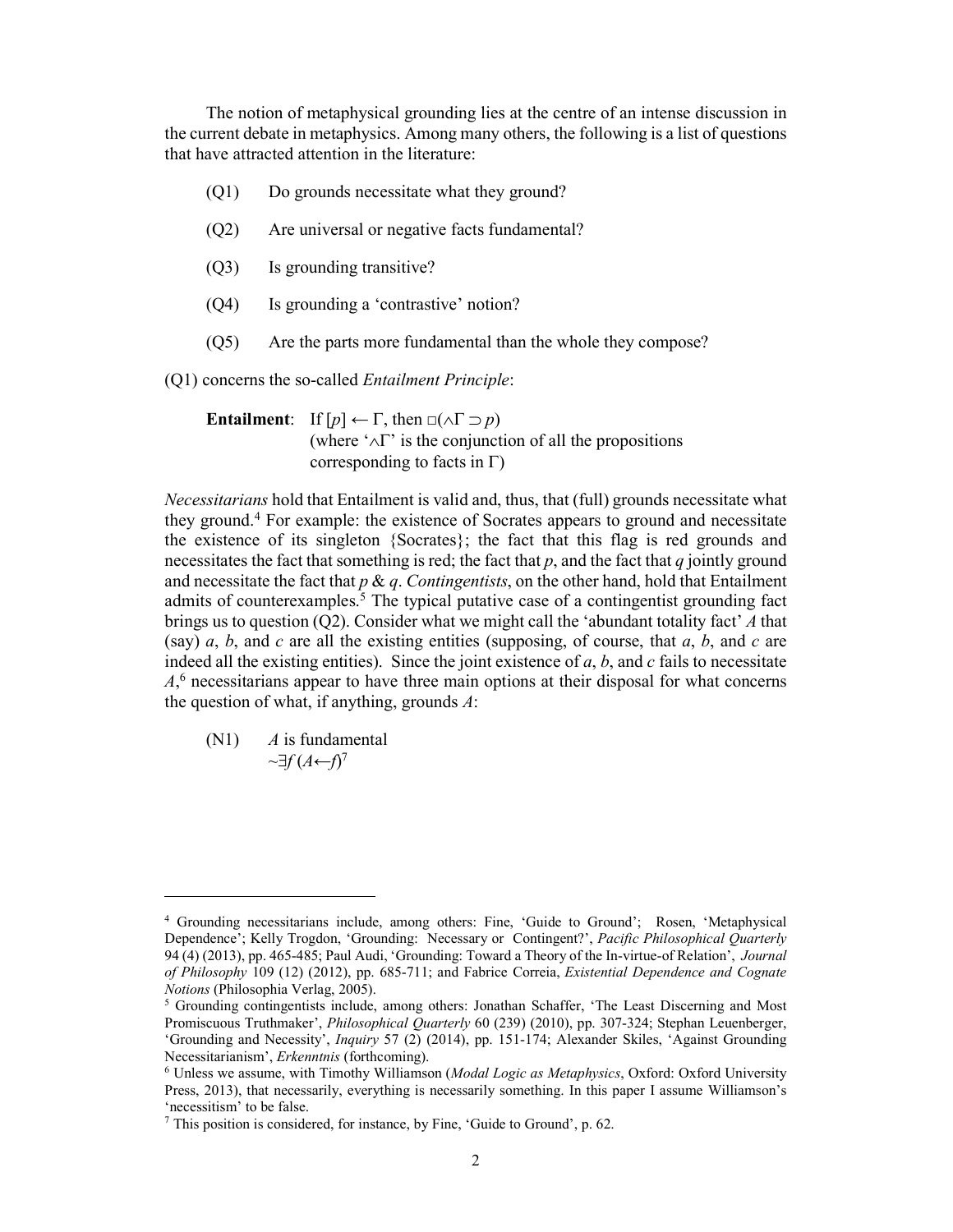The notion of metaphysical grounding lies at the centre of an intense discussion in the current debate in metaphysics. Among many others, the following is a list of questions that have attracted attention in the literature:

(Q1) Do grounds necessitate what they ground?

(Q2) Are universal or negative facts fundamental?

(Q3) Is grounding transitive?

(Q4) Is grounding a 'contrastive' notion?

(Q5) Are the parts more fundamental than the whole they compose?

(Q1) concerns the so-called *Entailment Principle*:

> **Entailment**: If $[p] \leftarrow \Gamma$, then $\Box(\wedge\Gamma \supset p)$
> (where '$\wedge\Gamma$' is the conjunction of all the propositions corresponding to facts in $\Gamma$)

*Necessitarians* hold that Entailment is valid and, thus, that (full) grounds necessitate what they ground.[4] For example: the existence of Socrates appears to ground and necessitate the existence of its singleton {Socrates}; the fact that this flag is red grounds and necessitates the fact that something is red; the fact that *p*, and the fact that *q* jointly ground and necessitate the fact that *p* & *q*. *Contingentists*, on the other hand, hold that Entailment admits of counterexamples.[5] The typical putative case of a contingentist grounding fact brings us to question (Q2). Consider what we might call the 'abundant totality fact' *A* that (say) *a*, *b*, and *c* are all the existing entities (supposing, of course, that *a*, *b*, and *c* are indeed all the existing entities). Since the joint existence of *a*, *b*, and *c* fails to necessitate *A*,[6] necessitarians appear to have three main options at their disposal for what concerns the question of what, if anything, grounds *A*:

(N1) *A* is fundamental
$\sim\exists f\,(A \leftarrow f)$[7]

---

[4] Grounding necessitarians include, among others: Fine, 'Guide to Ground'; Rosen, 'Metaphysical Dependence'; Kelly Trogdon, 'Grounding: Necessary or Contingent?', *Pacific Philosophical Quarterly* 94 (4) (2013), pp. 465-485; Paul Audi, 'Grounding: Toward a Theory of the In-virtue-of Relation', *Journal of Philosophy* 109 (12) (2012), pp. 685-711; and Fabrice Correia, *Existential Dependence and Cognate Notions* (Philosophia Verlag, 2005).

[5] Grounding contingentists include, among others: Jonathan Schaffer, 'The Least Discerning and Most Promiscuous Truthmaker', *Philosophical Quarterly* 60 (239) (2010), pp. 307-324; Stephan Leuenberger, 'Grounding and Necessity', *Inquiry* 57 (2) (2014), pp. 151-174; Alexander Skiles, 'Against Grounding Necessitarianism', *Erkenntnis* (forthcoming).

[6] Unless we assume, with Timothy Williamson (*Modal Logic as Metaphysics*, Oxford: Oxford University Press, 2013), that necessarily, everything is necessarily something. In this paper I assume Williamson's 'necessitism' to be false.

[7] This position is considered, for instance, by Fine, 'Guide to Ground', p. 62.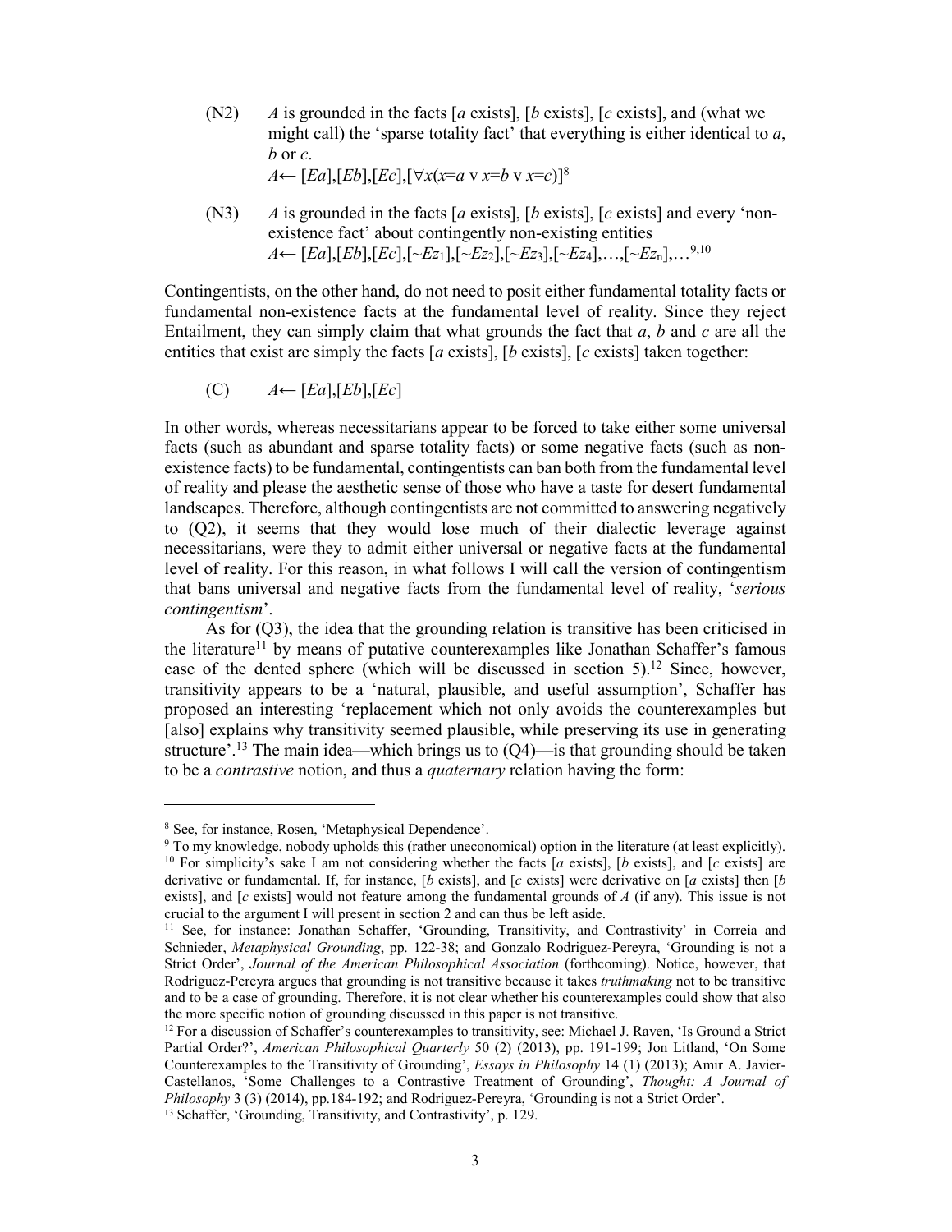(N2) *A* is grounded in the facts [*a* exists], [*b* exists], [*c* exists], and (what we might call) the 'sparse totality fact' that everything is either identical to *a*, *b* or *c*.
$A \leftarrow [Ea],[Eb],[Ec],[\forall x(x{=}a \vee x{=}b \vee x{=}c)]$[8]

(N3) *A* is grounded in the facts [*a* exists], [*b* exists], [*c* exists] and every 'non-existence fact' about contingently non-existing entities
$A \leftarrow [Ea],[Eb],[Ec],[{\sim}Ez_1],[{\sim}Ez_2],[{\sim}Ez_3],[{\sim}Ez_4],\ldots,[{\sim}Ez_n],\ldots$[9,10]

Contingentists, on the other hand, do not need to posit either fundamental totality facts or fundamental non-existence facts at the fundamental level of reality. Since they reject Entailment, they can simply claim that what grounds the fact that *a*, *b* and *c* are all the entities that exist are simply the facts [*a* exists], [*b* exists], [*c* exists] taken together:

(C) $A \leftarrow [Ea],[Eb],[Ec]$

In other words, whereas necessitarians appear to be forced to take either some universal facts (such as abundant and sparse totality facts) or some negative facts (such as non-existence facts) to be fundamental, contingentists can ban both from the fundamental level of reality and please the aesthetic sense of those who have a taste for desert fundamental landscapes. Therefore, although contingentists are not committed to answering negatively to (Q2), it seems that they would lose much of their dialectic leverage against necessitarians, were they to admit either universal or negative facts at the fundamental level of reality. For this reason, in what follows I will call the version of contingentism that bans universal and negative facts from the fundamental level of reality, '*serious contingentism*'.

As for (Q3), the idea that the grounding relation is transitive has been criticised in the literature[11] by means of putative counterexamples like Jonathan Schaffer's famous case of the dented sphere (which will be discussed in section 5).[12] Since, however, transitivity appears to be a 'natural, plausible, and useful assumption', Schaffer has proposed an interesting 'replacement which not only avoids the counterexamples but [also] explains why transitivity seemed plausible, while preserving its use in generating structure'.[13] The main idea—which brings us to (Q4)—is that grounding should be taken to be a *contrastive* notion, and thus a *quaternary* relation having the form:

---

[8] See, for instance, Rosen, 'Metaphysical Dependence'.

[9] To my knowledge, nobody upholds this (rather uneconomical) option in the literature (at least explicitly).

[10] For simplicity's sake I am not considering whether the facts [*a* exists], [*b* exists], and [*c* exists] are derivative or fundamental. If, for instance, [*b* exists], and [*c* exists] were derivative on [*a* exists] then [*b* exists], and [*c* exists] would not feature among the fundamental grounds of *A* (if any). This issue is not crucial to the argument I will present in section 2 and can thus be left aside.

[11] See, for instance: Jonathan Schaffer, 'Grounding, Transitivity, and Contrastivity' in Correia and Schnieder, *Metaphysical Grounding*, pp. 122-38; and Gonzalo Rodriguez-Pereyra, 'Grounding is not a Strict Order', *Journal of the American Philosophical Association* (forthcoming). Notice, however, that Rodriguez-Pereyra argues that grounding is not transitive because it takes *truthmaking* not to be transitive and to be a case of grounding. Therefore, it is not clear whether his counterexamples could show that also the more specific notion of grounding discussed in this paper is not transitive.

[12] For a discussion of Schaffer's counterexamples to transitivity, see: Michael J. Raven, 'Is Ground a Strict Partial Order?', *American Philosophical Quarterly* 50 (2) (2013), pp. 191-199; Jon Litland, 'On Some Counterexamples to the Transitivity of Grounding', *Essays in Philosophy* 14 (1) (2013); Amir A. Javier-Castellanos, 'Some Challenges to a Contrastive Treatment of Grounding', *Thought: A Journal of Philosophy* 3 (3) (2014), pp.184-192; and Rodriguez-Pereyra, 'Grounding is not a Strict Order'.

[13] Schaffer, 'Grounding, Transitivity, and Contrastivity', p. 129.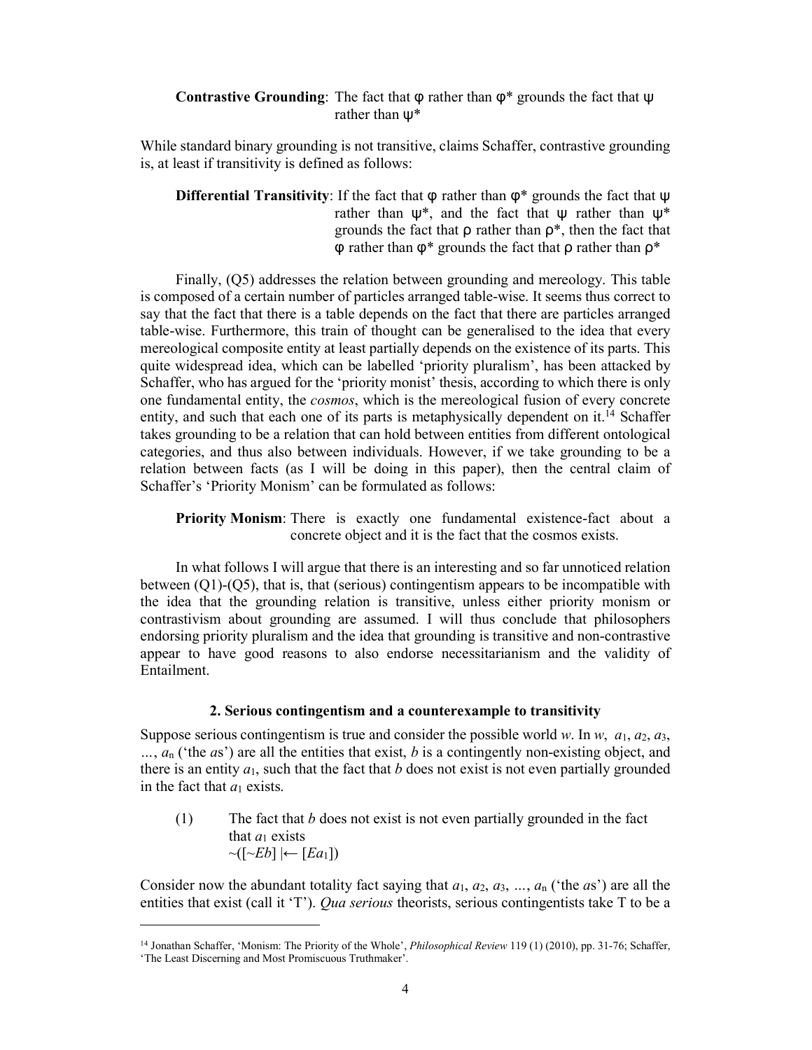**Contrastive Grounding**: The fact that φ rather than φ* grounds the fact that ψ rather than ψ*

While standard binary grounding is not transitive, claims Schaffer, contrastive grounding is, at least if transitivity is defined as follows:

**Differential Transitivity**: If the fact that φ rather than φ* grounds the fact that ψ rather than ψ*, and the fact that ψ rather than ψ* grounds the fact that ρ rather than ρ*, then the fact that φ rather than φ* grounds the fact that ρ rather than ρ*

Finally, (Q5) addresses the relation between grounding and mereology. This table is composed of a certain number of particles arranged table-wise. It seems thus correct to say that the fact that there is a table depends on the fact that there are particles arranged table-wise. Furthermore, this train of thought can be generalised to the idea that every mereological composite entity at least partially depends on the existence of its parts. This quite widespread idea, which can be labelled 'priority pluralism', has been attacked by Schaffer, who has argued for the 'priority monist' thesis, according to which there is only one fundamental entity, the *cosmos*, which is the mereological fusion of every concrete entity, and such that each one of its parts is metaphysically dependent on it.[14] Schaffer takes grounding to be a relation that can hold between entities from different ontological categories, and thus also between individuals. However, if we take grounding to be a relation between facts (as I will be doing in this paper), then the central claim of Schaffer's 'Priority Monism' can be formulated as follows:

**Priority Monism**: There is exactly one fundamental existence-fact about a concrete object and it is the fact that the cosmos exists.

In what follows I will argue that there is an interesting and so far unnoticed relation between (Q1)-(Q5), that is, that (serious) contingentism appears to be incompatible with the idea that the grounding relation is transitive, unless either priority monism or contrastivism about grounding are assumed. I will thus conclude that philosophers endorsing priority pluralism and the idea that grounding is transitive and non-contrastive appear to have good reasons to also endorse necessitarianism and the validity of Entailment.

### 2. Serious contingentism and a counterexample to transitivity

Suppose serious contingentism is true and consider the possible world $w$. In $w$, $a_1$, $a_2$, $a_3$, …, $a_n$ ('the $a$s') are all the entities that exist, $b$ is a contingently non-existing object, and there is an entity $a_1$, such that the fact that $b$ does not exist is not even partially grounded in the fact that $a_1$ exists.

(1) The fact that $b$ does not exist is not even partially grounded in the fact that $a_1$ exists
$\sim([\sim Eb] \mid\!\leftarrow [Ea_1])$

Consider now the abundant totality fact saying that $a_1$, $a_2$, $a_3$, …, $a_n$ ('the $a$s') are all the entities that exist (call it 'T'). *Qua serious* theorists, serious contingentists take T to be a

---

[14] Jonathan Schaffer, 'Monism: The Priority of the Whole', *Philosophical Review* 119 (1) (2010), pp. 31-76; Schaffer, 'The Least Discerning and Most Promiscuous Truthmaker'.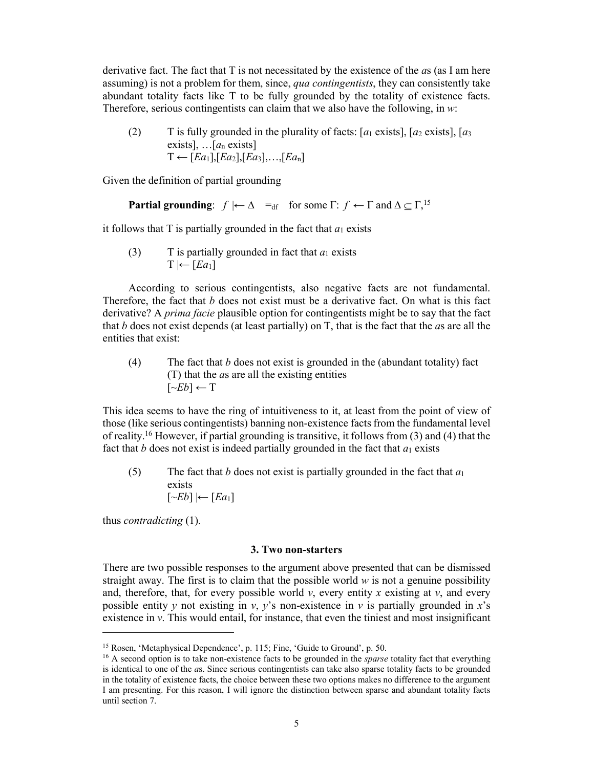derivative fact. The fact that T is not necessitated by the existence of the *a*s (as I am here assuming) is not a problem for them, since, *qua contingentists*, they can consistently take abundant totality facts like T to be fully grounded by the totality of existence facts. Therefore, serious contingentists can claim that we also have the following, in *w*:

(2) T is fully grounded in the plurality of facts: [$a_1$ exists], [$a_2$ exists], [$a_3$ exists], …[$a_n$ exists]
$T \leftarrow [Ea_1],[Ea_2],[Ea_3],\ldots,[Ea_n]$

Given the definition of partial grounding

**Partial grounding**: $f \mid\!\leftarrow \Delta \;\; =_{df} \;\; \text{for some } \Gamma\text{: } f \leftarrow \Gamma \text{ and } \Delta \subseteq \Gamma$,[15]

it follows that T is partially grounded in the fact that $a_1$ exists

(3) T is partially grounded in fact that $a_1$ exists
$T \mid\!\leftarrow [Ea_1]$

According to serious contingentists, also negative facts are not fundamental. Therefore, the fact that *b* does not exist must be a derivative fact. On what is this fact derivative? A *prima facie* plausible option for contingentists might be to say that the fact that *b* does not exist depends (at least partially) on T, that is the fact that the *a*s are all the entities that exist:

(4) The fact that *b* does not exist is grounded in the (abundant totality) fact (T) that the *a*s are all the existing entities
$[{\sim}Eb] \leftarrow T$

This idea seems to have the ring of intuitiveness to it, at least from the point of view of those (like serious contingentists) banning non-existence facts from the fundamental level of reality.[16] However, if partial grounding is transitive, it follows from (3) and (4) that the fact that *b* does not exist is indeed partially grounded in the fact that $a_1$ exists

(5) The fact that *b* does not exist is partially grounded in the fact that $a_1$ exists
$[{\sim}Eb] \mid\!\leftarrow [Ea_1]$

thus *contradicting* (1).

### 3. Two non-starters

There are two possible responses to the argument above presented that can be dismissed straight away. The first is to claim that the possible world *w* is not a genuine possibility and, therefore, that, for every possible world *v*, every entity *x* existing at *v*, and every possible entity *y* not existing in *v*, *y*'s non-existence in *v* is partially grounded in *x*'s existence in *v*. This would entail, for instance, that even the tiniest and most insignificant

[15] Rosen, 'Metaphysical Dependence', p. 115; Fine, 'Guide to Ground', p. 50.

[16] A second option is to take non-existence facts to be grounded in the *sparse* totality fact that everything is identical to one of the *a*s. Since serious contingentists can take also sparse totality facts to be grounded in the totality of existence facts, the choice between these two options makes no difference to the argument I am presenting. For this reason, I will ignore the distinction between sparse and abundant totality facts until section 7.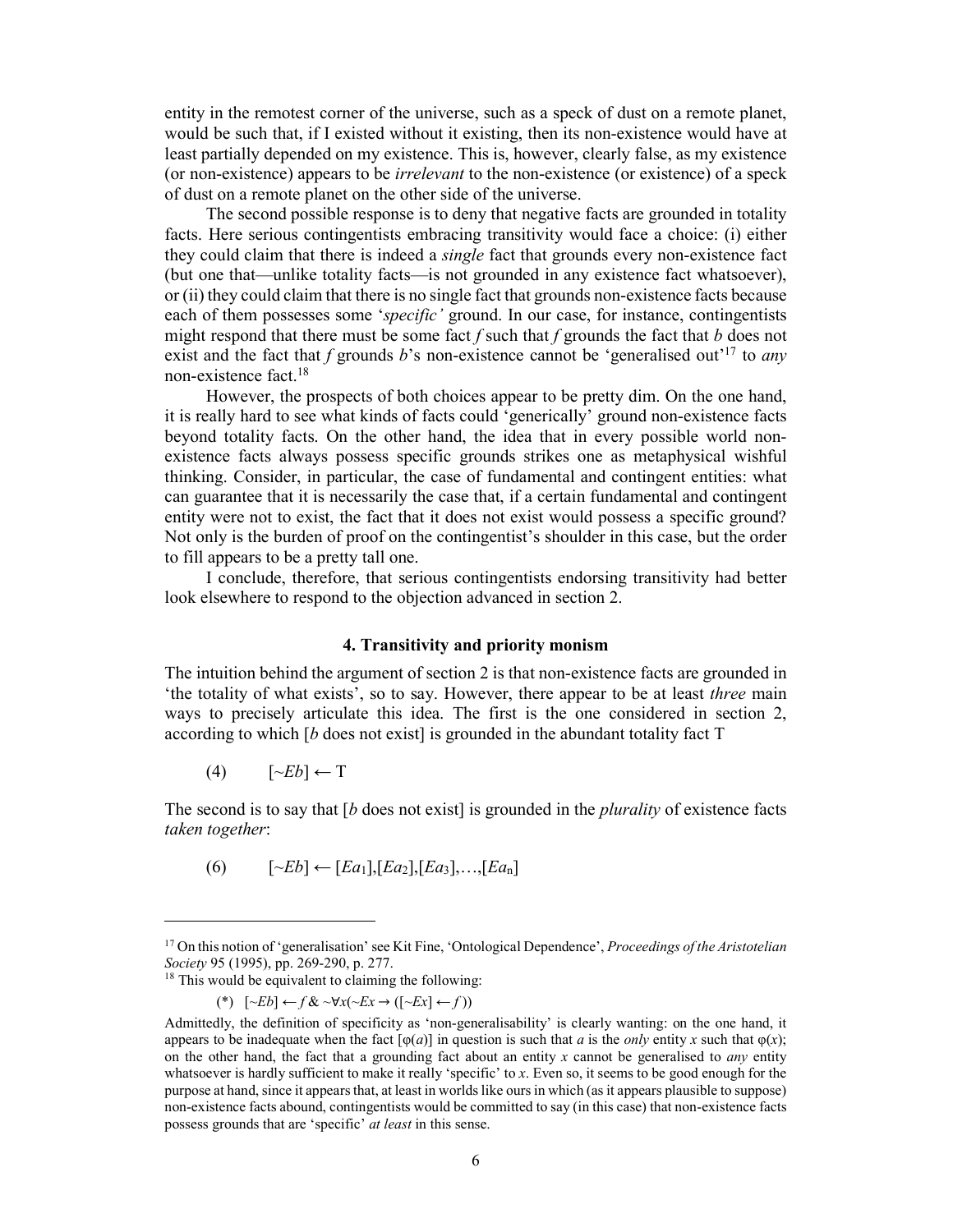entity in the remotest corner of the universe, such as a speck of dust on a remote planet, would be such that, if I existed without it existing, then its non-existence would have at least partially depended on my existence. This is, however, clearly false, as my existence (or non-existence) appears to be *irrelevant* to the non-existence (or existence) of a speck of dust on a remote planet on the other side of the universe.

The second possible response is to deny that negative facts are grounded in totality facts. Here serious contingentists embracing transitivity would face a choice: (i) either they could claim that there is indeed a *single* fact that grounds every non-existence fact (but one that—unlike totality facts—is not grounded in any existence fact whatsoever), or (ii) they could claim that there is no single fact that grounds non-existence facts because each of them possesses some '*specific'* ground. In our case, for instance, contingentists might respond that there must be some fact $f$ such that $f$ grounds the fact that $b$ does not exist and the fact that $f$ grounds $b$'s non-existence cannot be 'generalised out'[17] to *any* non-existence fact.[18]

However, the prospects of both choices appear to be pretty dim. On the one hand, it is really hard to see what kinds of facts could 'generically' ground non-existence facts beyond totality facts. On the other hand, the idea that in every possible world non-existence facts always possess specific grounds strikes one as metaphysical wishful thinking. Consider, in particular, the case of fundamental and contingent entities: what can guarantee that it is necessarily the case that, if a certain fundamental and contingent entity were not to exist, the fact that it does not exist would possess a specific ground? Not only is the burden of proof on the contingentist's shoulder in this case, but the order to fill appears to be a pretty tall one.

I conclude, therefore, that serious contingentists endorsing transitivity had better look elsewhere to respond to the objection advanced in section 2.

## 4. Transitivity and priority monism

The intuition behind the argument of section 2 is that non-existence facts are grounded in 'the totality of what exists', so to say. However, there appear to be at least *three* main ways to precisely articulate this idea. The first is the one considered in section 2, according to which [$b$ does not exist] is grounded in the abundant totality fact T

(4) $[{\sim}Eb] \leftarrow \mathrm{T}$

The second is to say that [$b$ does not exist] is grounded in the *plurality* of existence facts *taken together*:

(6) $[{\sim}Eb] \leftarrow [Ea_1],[Ea_2],[Ea_3],\ldots,[Ea_n]$

---

[17] On this notion of 'generalisation' see Kit Fine, 'Ontological Dependence', *Proceedings of the Aristotelian Society* 95 (1995), pp. 269-290, p. 277.

[18] This would be equivalent to claiming the following:

(\*) $[{\sim}Eb] \leftarrow f \,\&\, {\sim}\forall x({\sim}Ex \rightarrow ([{\sim}Ex] \leftarrow f))$

Admittedly, the definition of specificity as 'non-generalisability' is clearly wanting: on the one hand, it appears to be inadequate when the fact $[\varphi(a)]$ in question is such that $a$ is the *only* entity $x$ such that $\varphi(x)$; on the other hand, the fact that a grounding fact about an entity $x$ cannot be generalised to *any* entity whatsoever is hardly sufficient to make it really 'specific' to $x$. Even so, it seems to be good enough for the purpose at hand, since it appears that, at least in worlds like ours in which (as it appears plausible to suppose) non-existence facts abound, contingentists would be committed to say (in this case) that non-existence facts possess grounds that are 'specific' *at least* in this sense.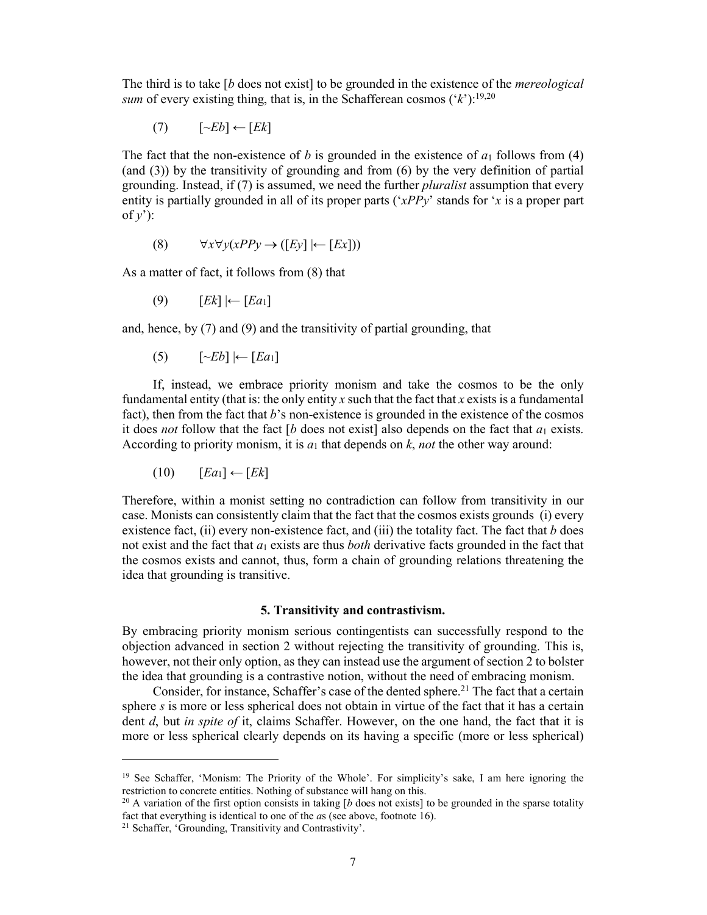The third is to take [*b* does not exist] to be grounded in the existence of the *mereological sum* of every existing thing, that is, in the Schafferean cosmos ('*k*'):[19,20]

(7) $[{\sim}Eb] \leftarrow [Ek]$

The fact that the non-existence of *b* is grounded in the existence of $a_1$ follows from (4) (and (3)) by the transitivity of grounding and from (6) by the very definition of partial grounding. Instead, if (7) is assumed, we need the further *pluralist* assumption that every entity is partially grounded in all of its proper parts ('*xPPy*' stands for '*x* is a proper part of *y*'):

(8) $\forall x \forall y(xPPy \rightarrow ([Ey] \mid\!\leftarrow [Ex]))$

As a matter of fact, it follows from (8) that

(9) $[Ek] \mid\!\leftarrow [Ea_1]$

and, hence, by (7) and (9) and the transitivity of partial grounding, that

(5) $[{\sim}Eb] \mid\!\leftarrow [Ea_1]$

If, instead, we embrace priority monism and take the cosmos to be the only fundamental entity (that is: the only entity *x* such that the fact that *x* exists is a fundamental fact), then from the fact that *b*'s non-existence is grounded in the existence of the cosmos it does *not* follow that the fact [*b* does not exist] also depends on the fact that $a_1$ exists. According to priority monism, it is $a_1$ that depends on *k*, *not* the other way around:

(10) $[Ea_1] \leftarrow [Ek]$

Therefore, within a monist setting no contradiction can follow from transitivity in our case. Monists can consistently claim that the fact that the cosmos exists grounds (i) every existence fact, (ii) every non-existence fact, and (iii) the totality fact. The fact that *b* does not exist and the fact that $a_1$ exists are thus *both* derivative facts grounded in the fact that the cosmos exists and cannot, thus, form a chain of grounding relations threatening the idea that grounding is transitive.

## 5. Transitivity and contrastivism.

By embracing priority monism serious contingentists can successfully respond to the objection advanced in section 2 without rejecting the transitivity of grounding. This is, however, not their only option, as they can instead use the argument of section 2 to bolster the idea that grounding is a contrastive notion, without the need of embracing monism.

Consider, for instance, Schaffer's case of the dented sphere.[21] The fact that a certain sphere *s* is more or less spherical does not obtain in virtue of the fact that it has a certain dent *d*, but *in spite of* it, claims Schaffer. However, on the one hand, the fact that it is more or less spherical clearly depends on its having a specific (more or less spherical)

---

[19] See Schaffer, 'Monism: The Priority of the Whole'. For simplicity's sake, I am here ignoring the restriction to concrete entities. Nothing of substance will hang on this.

[20] A variation of the first option consists in taking [*b* does not exists] to be grounded in the sparse totality fact that everything is identical to one of the *a*s (see above, footnote 16).

[21] Schaffer, 'Grounding, Transitivity and Contrastivity'.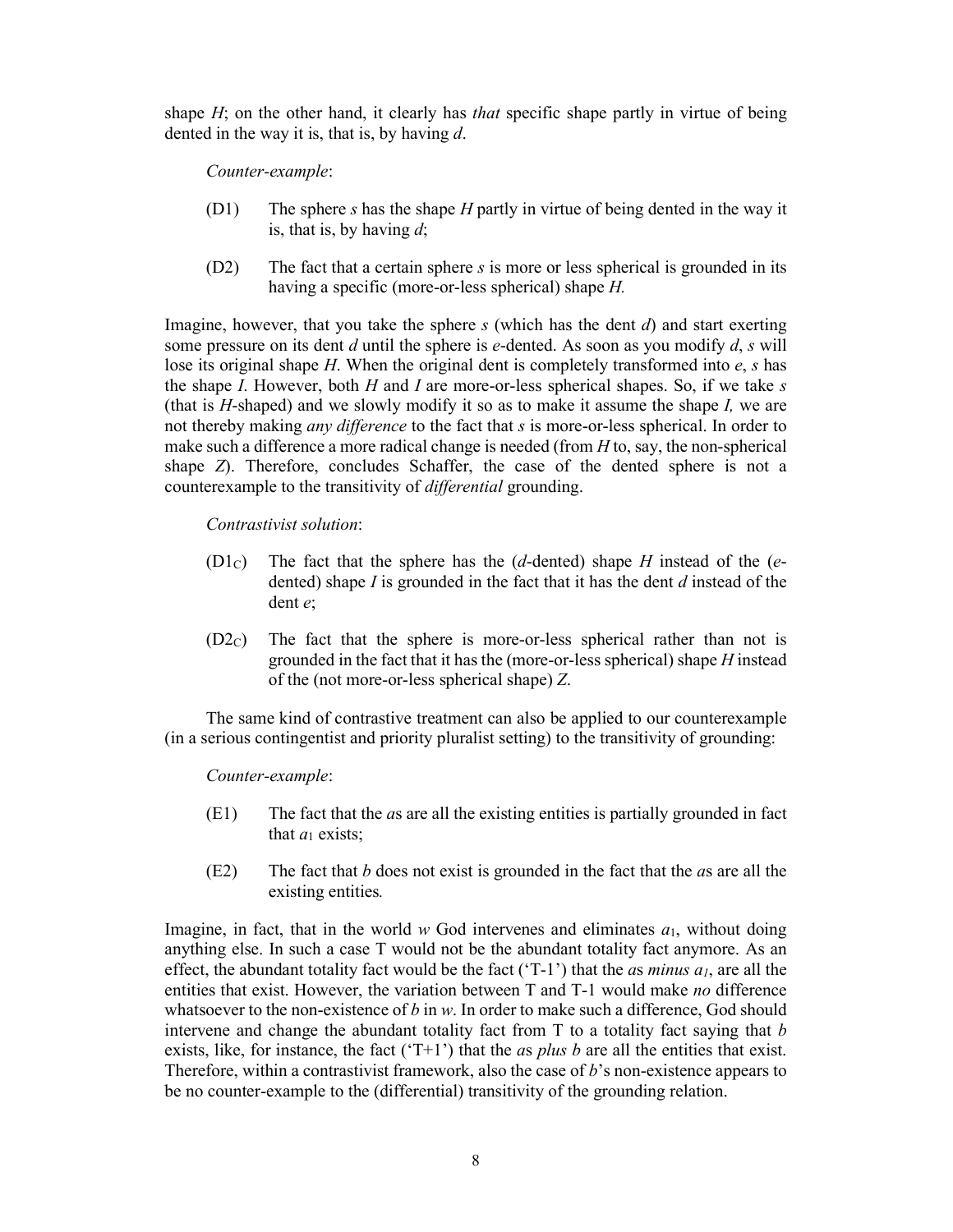shape *H*; on the other hand, it clearly has *that* specific shape partly in virtue of being dented in the way it is, that is, by having *d*.

*Counter-example*:

(D1) The sphere *s* has the shape *H* partly in virtue of being dented in the way it is, that is, by having *d*;

(D2) The fact that a certain sphere *s* is more or less spherical is grounded in its having a specific (more-or-less spherical) shape *H.*

Imagine, however, that you take the sphere *s* (which has the dent *d*) and start exerting some pressure on its dent *d* until the sphere is *e*-dented. As soon as you modify *d*, *s* will lose its original shape *H*. When the original dent is completely transformed into *e*, *s* has the shape *I*. However, both *H* and *I* are more-or-less spherical shapes. So, if we take *s* (that is *H*-shaped) and we slowly modify it so as to make it assume the shape *I,* we are not thereby making *any difference* to the fact that *s* is more-or-less spherical. In order to make such a difference a more radical change is needed (from *H* to, say, the non-spherical shape *Z*). Therefore, concludes Schaffer, the case of the dented sphere is not a counterexample to the transitivity of *differential* grounding.

*Contrastivist solution*:

($D1_C$) The fact that the sphere has the (*d*-dented) shape *H* instead of the (*e*-dented) shape *I* is grounded in the fact that it has the dent *d* instead of the dent *e*;

($D2_C$) The fact that the sphere is more-or-less spherical rather than not is grounded in the fact that it has the (more-or-less spherical) shape *H* instead of the (not more-or-less spherical shape) *Z*.

The same kind of contrastive treatment can also be applied to our counterexample (in a serious contingentist and priority pluralist setting) to the transitivity of grounding:

*Counter-example*:

(E1) The fact that the *a*s are all the existing entities is partially grounded in fact that $a_1$ exists;

(E2) The fact that *b* does not exist is grounded in the fact that the *a*s are all the existing entities*.*

Imagine, in fact, that in the world *w* God intervenes and eliminates $a_1$, without doing anything else. In such a case T would not be the abundant totality fact anymore. As an effect, the abundant totality fact would be the fact ('T-1') that the *a*s *minus* $a_1$, are all the entities that exist. However, the variation between T and T-1 would make *no* difference whatsoever to the non-existence of *b* in *w*. In order to make such a difference, God should intervene and change the abundant totality fact from T to a totality fact saying that *b* exists, like, for instance, the fact ('T+1') that the *a*s *plus b* are all the entities that exist. Therefore, within a contrastivist framework, also the case of *b*'s non-existence appears to be no counter-example to the (differential) transitivity of the grounding relation.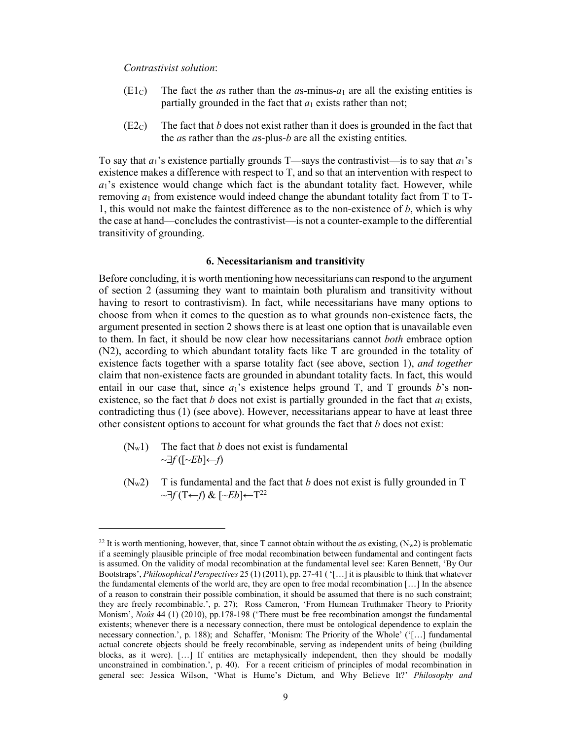*Contrastivist solution*:

($E1_C$) The fact the *a*s rather than the *a*s-minus-$a_1$ are all the existing entities is partially grounded in the fact that $a_1$ exists rather than not;

($E2_C$) The fact that *b* does not exist rather than it does is grounded in the fact that the *a*s rather than the *a*s-plus-*b* are all the existing entities.

To say that $a_1$'s existence partially grounds T—says the contrastivist—is to say that $a_1$'s existence makes a difference with respect to T, and so that an intervention with respect to $a_1$'s existence would change which fact is the abundant totality fact. However, while removing $a_1$ from existence would indeed change the abundant totality fact from T to T-1, this would not make the faintest difference as to the non-existence of *b*, which is why the case at hand—concludes the contrastivist—is not a counter-example to the differential transitivity of grounding.

### 6. Necessitarianism and transitivity

Before concluding, it is worth mentioning how necessitarians can respond to the argument of section 2 (assuming they want to maintain both pluralism and transitivity without having to resort to contrastivism). In fact, while necessitarians have many options to choose from when it comes to the question as to what grounds non-existence facts, the argument presented in section 2 shows there is at least one option that is unavailable even to them. In fact, it should be now clear how necessitarians cannot *both* embrace option (N2), according to which abundant totality facts like T are grounded in the totality of existence facts together with a sparse totality fact (see above, section 1), *and together* claim that non-existence facts are grounded in abundant totality facts. In fact, this would entail in our case that, since $a_1$'s existence helps ground T, and T grounds *b*'s non-existence, so the fact that *b* does not exist is partially grounded in the fact that $a_1$ exists, contradicting thus (1) (see above). However, necessitarians appear to have at least three other consistent options to account for what grounds the fact that *b* does not exist:

($N_w1$) The fact that *b* does not exist is fundamental
$\sim\exists f\,([\sim Eb]\leftarrow f)$

($N_w2$) T is fundamental and the fact that *b* does not exist is fully grounded in T
$\sim\exists f\,(\mathrm{T}\leftarrow f)\ \&\ [\sim Eb]\leftarrow \mathrm{T}$[22]

---

[22] It is worth mentioning, however, that, since T cannot obtain without the *a*s existing, ($N_w2$) is problematic if a seemingly plausible principle of free modal recombination between fundamental and contingent facts is assumed. On the validity of modal recombination at the fundamental level see: Karen Bennett, 'By Our Bootstraps', *Philosophical Perspectives* 25 (1) (2011), pp. 27-41 ( '[…] it is plausible to think that whatever the fundamental elements of the world are, they are open to free modal recombination […] In the absence of a reason to constrain their possible combination, it should be assumed that there is no such constraint; they are freely recombinable.', p. 27); Ross Cameron, 'From Humean Truthmaker Theory to Priority Monism', *Noûs* 44 (1) (2010), pp.178-198 ('There must be free recombination amongst the fundamental existents; whenever there is a necessary connection, there must be ontological dependence to explain the necessary connection.', p. 188); and Schaffer, 'Monism: The Priority of the Whole' ('[…] fundamental actual concrete objects should be freely recombinable, serving as independent units of being (building blocks, as it were). […] If entities are metaphysically independent, then they should be modally unconstrained in combination.', p. 40). For a recent criticism of principles of modal recombination in general see: Jessica Wilson, 'What is Hume's Dictum, and Why Believe It?' *Philosophy and*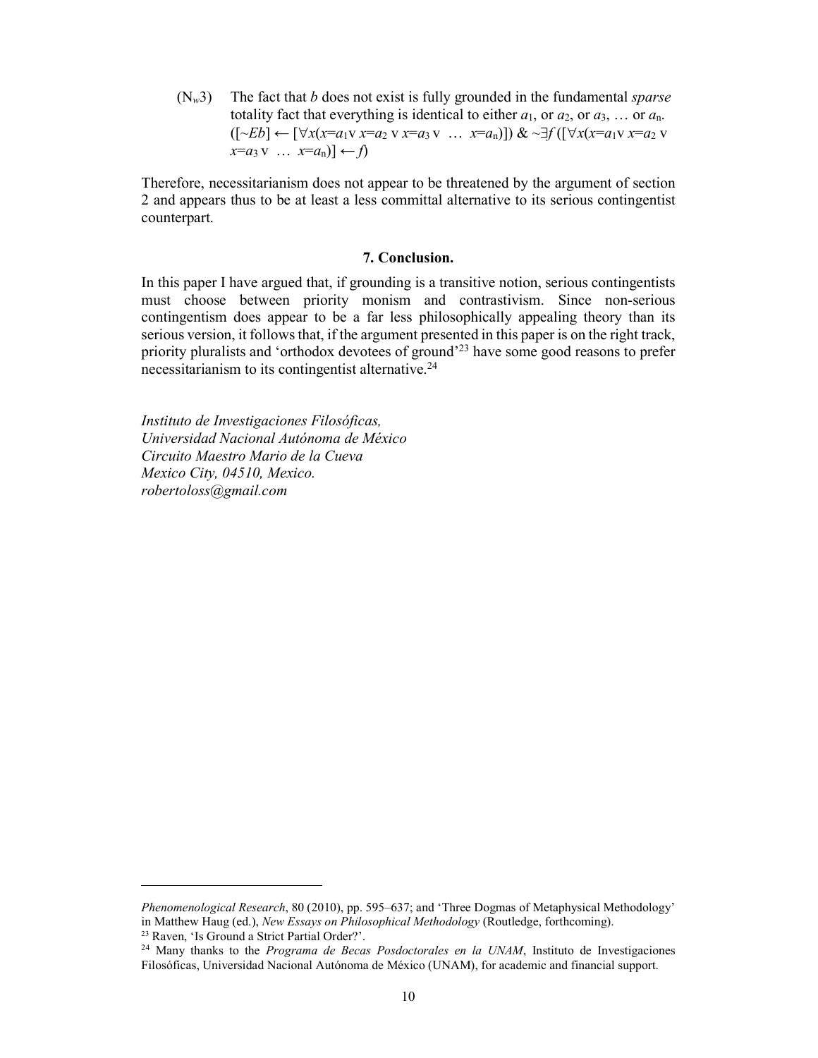($N_w3$) The fact that $b$ does not exist is fully grounded in the fundamental *sparse* totality fact that everything is identical to either $a_1$, or $a_2$, or $a_3$, … or $a_n$. $([\sim Eb] \leftarrow [\forall x(x=a_1 \lor x=a_2 \lor x=a_3 \lor \ \dots \ x=a_n)]) \ \& \sim\exists f \,([\forall x(x=a_1 \lor x=a_2 \lor x=a_3 \lor \ \dots \ x=a_n)] \leftarrow f)$

Therefore, necessitarianism does not appear to be threatened by the argument of section 2 and appears thus to be at least a less committal alternative to its serious contingentist counterpart.

## 7. Conclusion.

In this paper I have argued that, if grounding is a transitive notion, serious contingentists must choose between priority monism and contrastivism. Since non-serious contingentism does appear to be a far less philosophically appealing theory than its serious version, it follows that, if the argument presented in this paper is on the right track, priority pluralists and 'orthodox devotees of ground'[23] have some good reasons to prefer necessitarianism to its contingentist alternative.[24]

*Instituto de Investigaciones Filosóficas,*
*Universidad Nacional Autónoma de México*
*Circuito Maestro Mario de la Cueva*
*Mexico City, 04510, Mexico.*
*robertoloss@gmail.com*

---

*Phenomenological Research*, 80 (2010), pp. 595–637; and 'Three Dogmas of Metaphysical Methodology' in Matthew Haug (ed.), *New Essays on Philosophical Methodology* (Routledge, forthcoming).

[23] Raven, 'Is Ground a Strict Partial Order?'.

[24] Many thanks to the *Programa de Becas Posdoctorales en la UNAM*, Instituto de Investigaciones Filosóficas, Universidad Nacional Autónoma de México (UNAM), for academic and financial support.